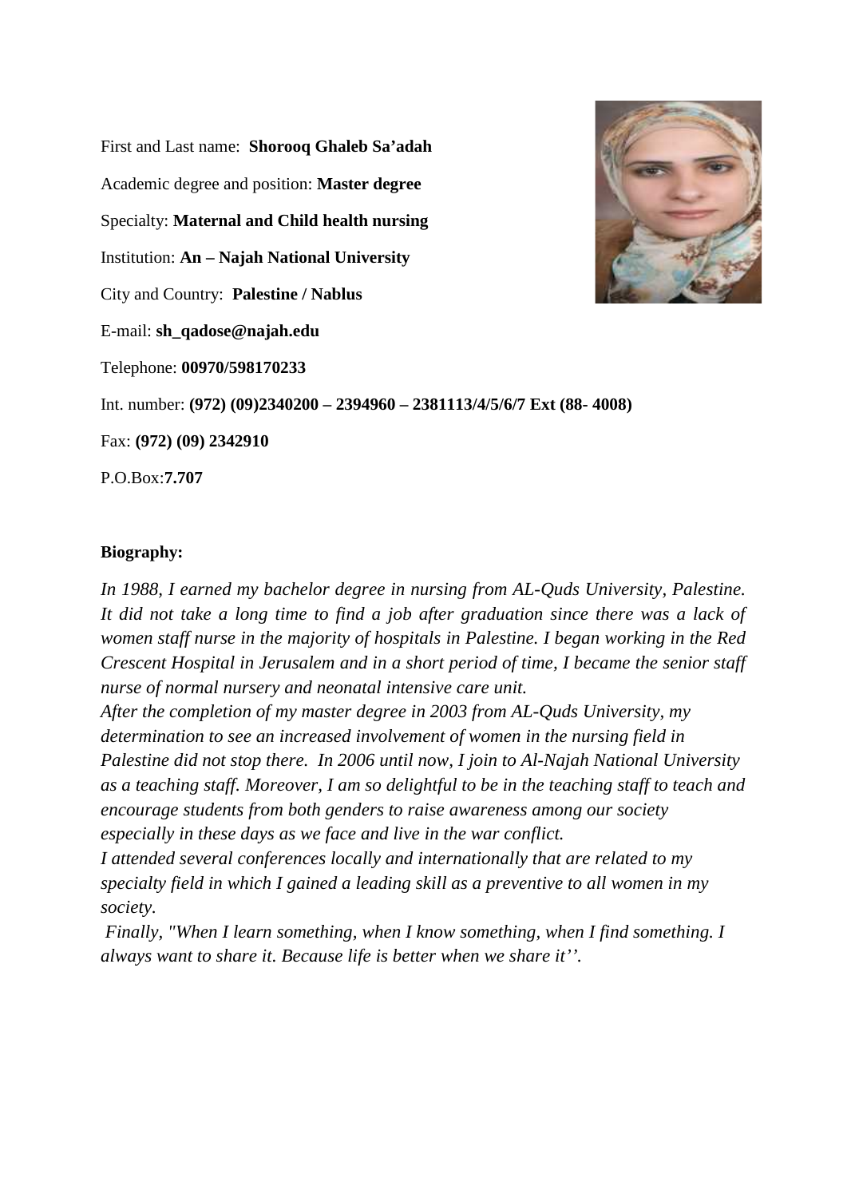First and Last name: **Shorooq Ghaleb Sa'adah**

Academic degree and position: **Master degree**

Specialty: **Maternal and Child health nursing**

Institution: **An – Najah National University**

City and Country: **Palestine / Nablus**

E-mail: **sh_qadose@najah.edu**

Telephone: **00970/598170233**

Int. number: **(972) (09)2340200 – 2394960 – 2381113/4/5/6/7 Ext (88- 4008)**

Fax: **(972) (09) 2342910**

P.O.Box:**7.707**

**Biography:**

*In 1988, I earned my bachelor degree in nursing from AL-Quds University, Palestine. It did not take a long time to find a job after graduation since there was a lack of women staff nurse in the majority of hospitals in Palestine. I began working in the Red Crescent Hospital in Jerusalem and in a short period of time, I became the senior staff nurse of normal nursery and neonatal intensive care unit.*

*After the completion of my master degree in 2003 from AL-Quds University, my determination to see an increased involvement of women in the nursing field in Palestine did not stop there. In 2006 until now, I join to Al-Najah National University as a teaching staff. Moreover, I am so delightful to be in the teaching staff to teach and encourage students from both genders to raise awareness among our society especially in these days as we face and live in the war conflict.*

*I attended several conferences locally and internationally that are related to my specialty field in which I gained a leading skill as a preventive to all women in my society.*

*Finally, "When I learn something, when I know something, when I find something. I always want to share it. Because life is better when we share it''.*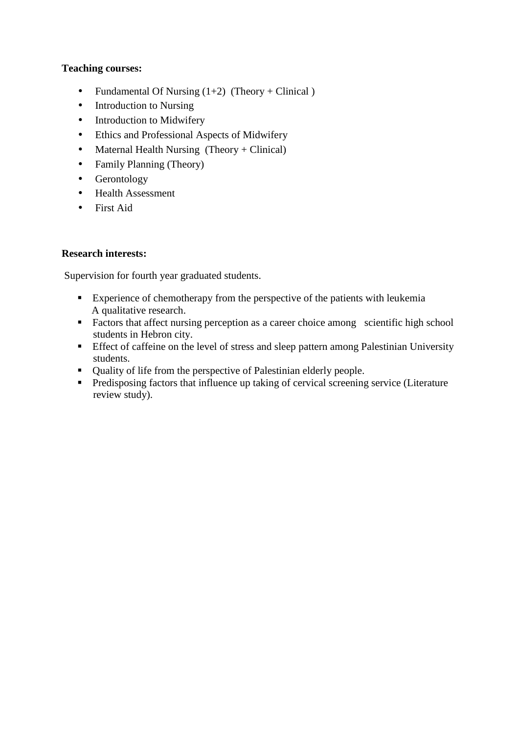**Teaching courses:**

- Fundamental Of Nursing (1+2) (Theory + Clinical )
- Introduction to Nursing
- Introduction to Midwifery
- Ethics and Professional Aspects of Midwifery
- Maternal Health Nursing (Theory + Clinical)
- Family Planning (Theory)
- Gerontology
- Health Assessment
- First Aid

**Research interests:**

Supervision for fourth year graduated students.

- Experience of chemotherapy from the perspective of the patients with leukemia A qualitative research.
- Factors that affect nursing perception as a career choice among scientific high school students in Hebron city.
- Effect of caffeine on the level of stress and sleep pattern among Palestinian University students.
- Quality of life from the perspective of Palestinian elderly people.
- Predisposing factors that influence up taking of cervical screening service (Literature review study).